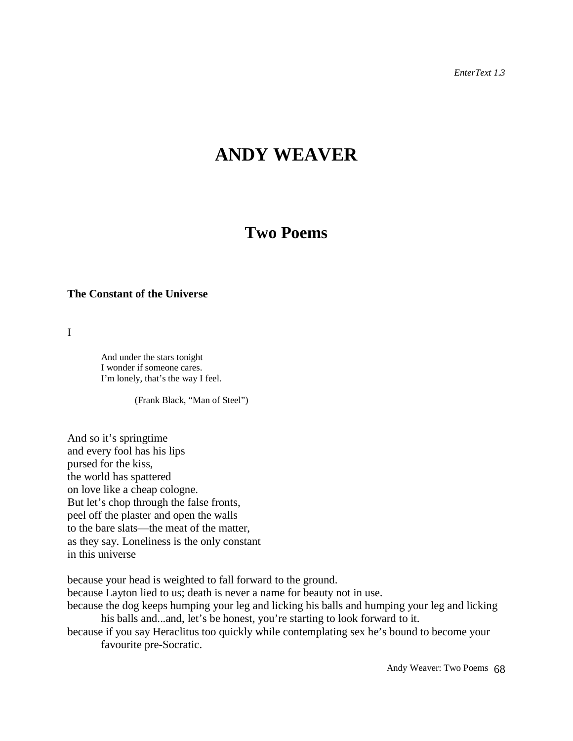# ANDY WEAVER

## Two Poems

### The Constant of the Universe

I

> And under the stars tonight  
> I wonder if someone cares.  
> I'm lonely, that's the way I feel.
>
> (Frank Black, "Man of Steel")

And so it's springtime  
and every fool has his lips  
pursed for the kiss,  
the world has spattered  
on love like a cheap cologne.  
But let's chop through the false fronts,  
peel off the plaster and open the walls  
to the bare slats—the meat of the matter,  
as they say. Loneliness is the only constant  
in this universe

because your head is weighted to fall forward to the ground.  
because Layton lied to us; death is never a name for beauty not in use.  
because the dog keeps humping your leg and licking his balls and humping your leg and licking his balls and...and, let's be honest, you're starting to look forward to it.  
because if you say Heraclitus too quickly while contemplating sex he's bound to become your favourite pre-Socratic.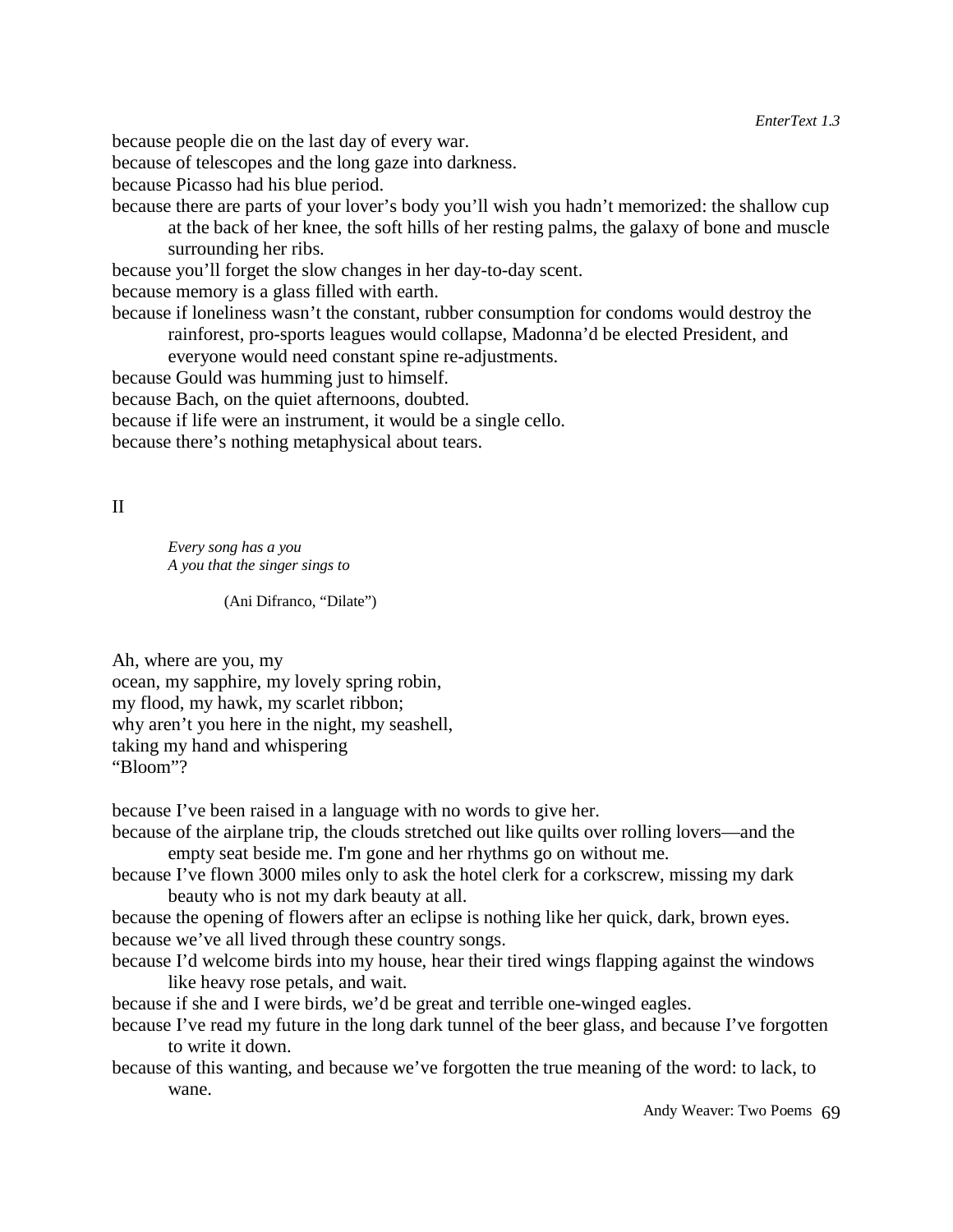because people die on the last day of every war.

because of telescopes and the long gaze into darkness.

because Picasso had his blue period.

because there are parts of your lover's body you'll wish you hadn't memorized: the shallow cup at the back of her knee, the soft hills of her resting palms, the galaxy of bone and muscle surrounding her ribs.

because you'll forget the slow changes in her day-to-day scent.

because memory is a glass filled with earth.

because if loneliness wasn't the constant, rubber consumption for condoms would destroy the rainforest, pro-sports leagues would collapse, Madonna'd be elected President, and everyone would need constant spine re-adjustments.

because Gould was humming just to himself.

because Bach, on the quiet afternoons, doubted.

because if life were an instrument, it would be a single cello.

because there's nothing metaphysical about tears.

## II

> *Every song has a you*
> *A you that the singer sings to*
>
> (Ani Difranco, "Dilate")

Ah, where are you, my
ocean, my sapphire, my lovely spring robin,
my flood, my hawk, my scarlet ribbon;
why aren't you here in the night, my seashell,
taking my hand and whispering
"Bloom"?

because I've been raised in a language with no words to give her.

because of the airplane trip, the clouds stretched out like quilts over rolling lovers—and the empty seat beside me. I'm gone and her rhythms go on without me.

because I've flown 3000 miles only to ask the hotel clerk for a corkscrew, missing my dark beauty who is not my dark beauty at all.

because the opening of flowers after an eclipse is nothing like her quick, dark, brown eyes.

because we've all lived through these country songs.

because I'd welcome birds into my house, hear their tired wings flapping against the windows like heavy rose petals, and wait.

because if she and I were birds, we'd be great and terrible one-winged eagles.

because I've read my future in the long dark tunnel of the beer glass, and because I've forgotten to write it down.

because of this wanting, and because we've forgotten the true meaning of the word: to lack, to wane.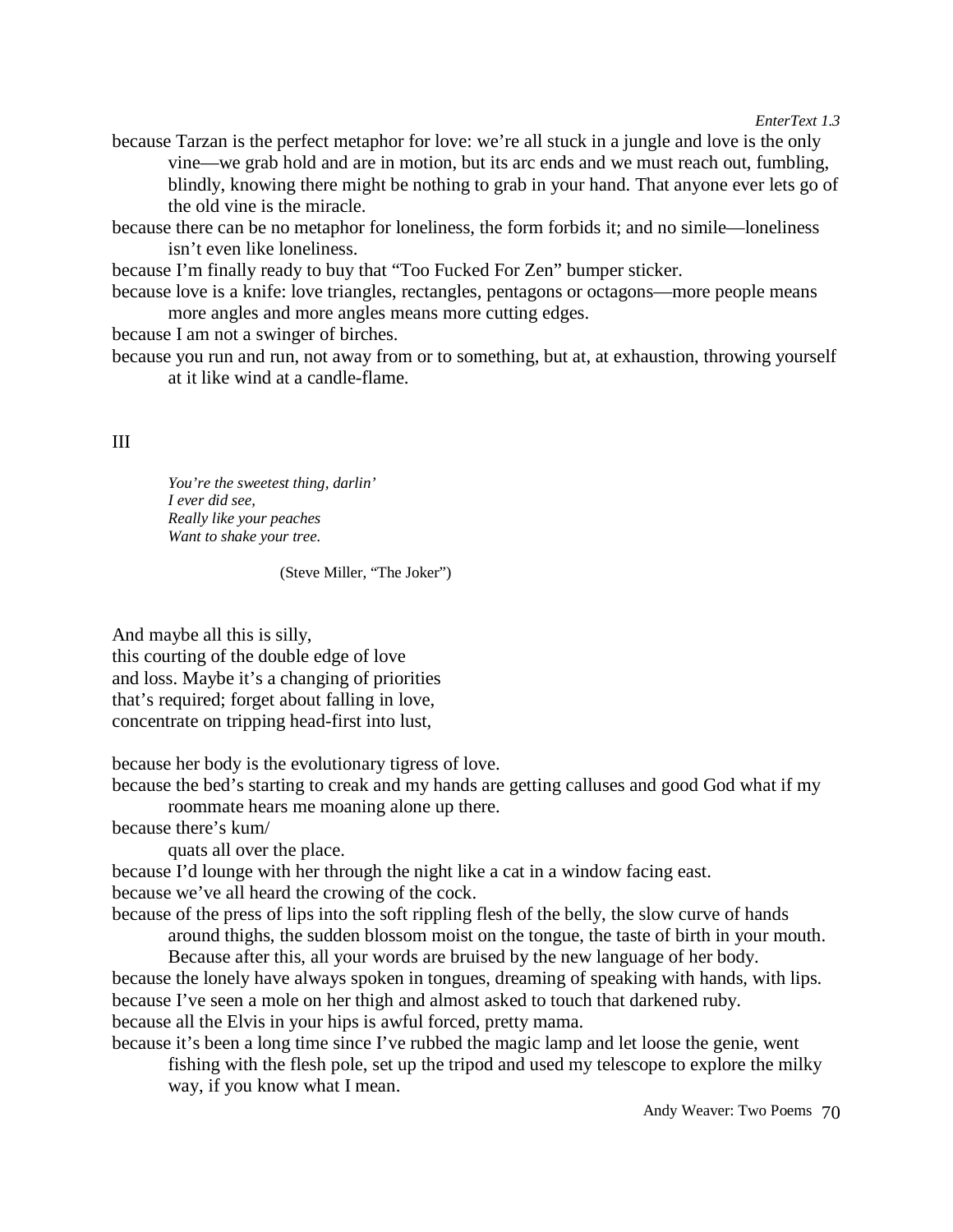because Tarzan is the perfect metaphor for love: we're all stuck in a jungle and love is the only vine—we grab hold and are in motion, but its arc ends and we must reach out, fumbling, blindly, knowing there might be nothing to grab in your hand. That anyone ever lets go of the old vine is the miracle.

because there can be no metaphor for loneliness, the form forbids it; and no simile—loneliness isn't even like loneliness.

because I'm finally ready to buy that "Too Fucked For Zen" bumper sticker.

because love is a knife: love triangles, rectangles, pentagons or octagons—more people means more angles and more angles means more cutting edges.

because I am not a swinger of birches.

because you run and run, not away from or to something, but at, at exhaustion, throwing yourself at it like wind at a candle-flame.

## III

*You're the sweetest thing, darlin'*
*I ever did see,*
*Really like your peaches*
*Want to shake your tree.*

(Steve Miller, "The Joker")

And maybe all this is silly,
this courting of the double edge of love
and loss. Maybe it's a changing of priorities
that's required; forget about falling in love,
concentrate on tripping head-first into lust,

because her body is the evolutionary tigress of love.

because the bed's starting to creak and my hands are getting calluses and good God what if my roommate hears me moaning alone up there.

because there's kum/
quats all over the place.

because I'd lounge with her through the night like a cat in a window facing east.

because we've all heard the crowing of the cock.

because of the press of lips into the soft rippling flesh of the belly, the slow curve of hands around thighs, the sudden blossom moist on the tongue, the taste of birth in your mouth. Because after this, all your words are bruised by the new language of her body.

because the lonely have always spoken in tongues, dreaming of speaking with hands, with lips.

because I've seen a mole on her thigh and almost asked to touch that darkened ruby.

because all the Elvis in your hips is awful forced, pretty mama.

because it's been a long time since I've rubbed the magic lamp and let loose the genie, went fishing with the flesh pole, set up the tripod and used my telescope to explore the milky way, if you know what I mean.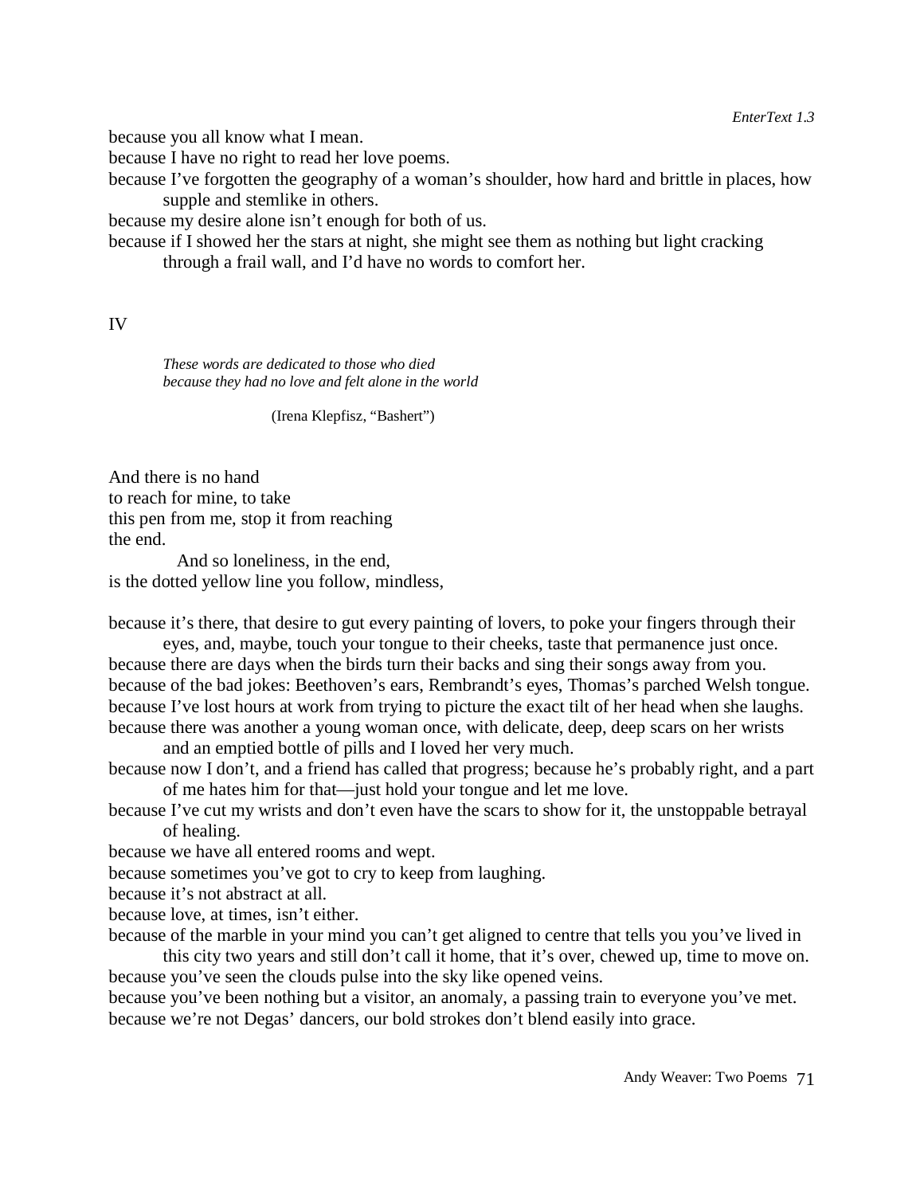because you all know what I mean.
because I have no right to read her love poems.
because I've forgotten the geography of a woman's shoulder, how hard and brittle in places, how supple and stemlike in others.
because my desire alone isn't enough for both of us.
because if I showed her the stars at night, she might see them as nothing but light cracking through a frail wall, and I'd have no words to comfort her.

## IV

> *These words are dedicated to those who died*
> *because they had no love and felt alone in the world*
>
> (Irena Klepfisz, "Bashert")

And there is no hand
to reach for mine, to take
this pen from me, stop it from reaching
the end.
And so loneliness, in the end,
is the dotted yellow line you follow, mindless,

because it's there, that desire to gut every painting of lovers, to poke your fingers through their eyes, and, maybe, touch your tongue to their cheeks, taste that permanence just once.
because there are days when the birds turn their backs and sing their songs away from you.
because of the bad jokes: Beethoven's ears, Rembrandt's eyes, Thomas's parched Welsh tongue.
because I've lost hours at work from trying to picture the exact tilt of her head when she laughs.
because there was another a young woman once, with delicate, deep, deep scars on her wrists and an emptied bottle of pills and I loved her very much.
because now I don't, and a friend has called that progress; because he's probably right, and a part of me hates him for that—just hold your tongue and let me love.
because I've cut my wrists and don't even have the scars to show for it, the unstoppable betrayal of healing.
because we have all entered rooms and wept.
because sometimes you've got to cry to keep from laughing.
because it's not abstract at all.
because love, at times, isn't either.
because of the marble in your mind you can't get aligned to centre that tells you you've lived in this city two years and still don't call it home, that it's over, chewed up, time to move on.
because you've seen the clouds pulse into the sky like opened veins.
because you've been nothing but a visitor, an anomaly, a passing train to everyone you've met.
because we're not Degas' dancers, our bold strokes don't blend easily into grace.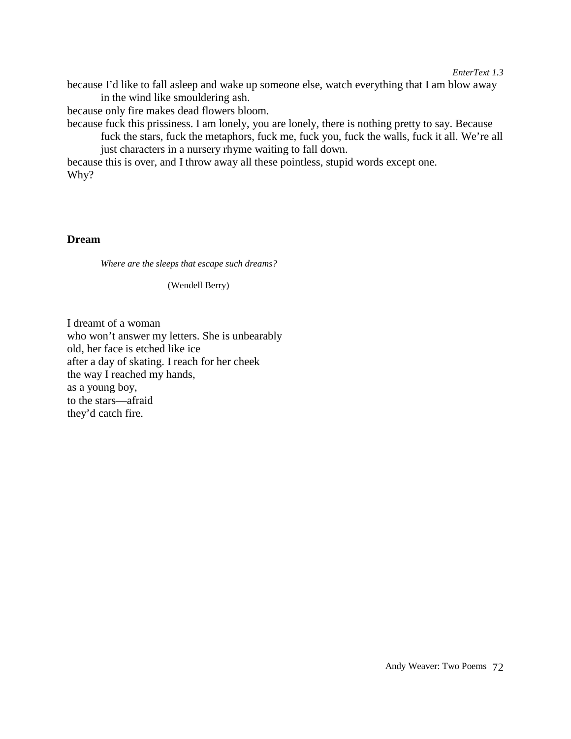because I'd like to fall asleep and wake up someone else, watch everything that I am blow away in the wind like smouldering ash.

because only fire makes dead flowers bloom.

because fuck this prissiness. I am lonely, you are lonely, there is nothing pretty to say. Because fuck the stars, fuck the metaphors, fuck me, fuck you, fuck the walls, fuck it all. We're all just characters in a nursery rhyme waiting to fall down.

because this is over, and I throw away all these pointless, stupid words except one.

Why?

## Dream

> *Where are the sleeps that escape such dreams?*
>
> (Wendell Berry)

I dreamt of a woman  
who won't answer my letters. She is unbearably  
old, her face is etched like ice  
after a day of skating. I reach for her cheek  
the way I reached my hands,  
as a young boy,  
to the stars—afraid  
they'd catch fire.